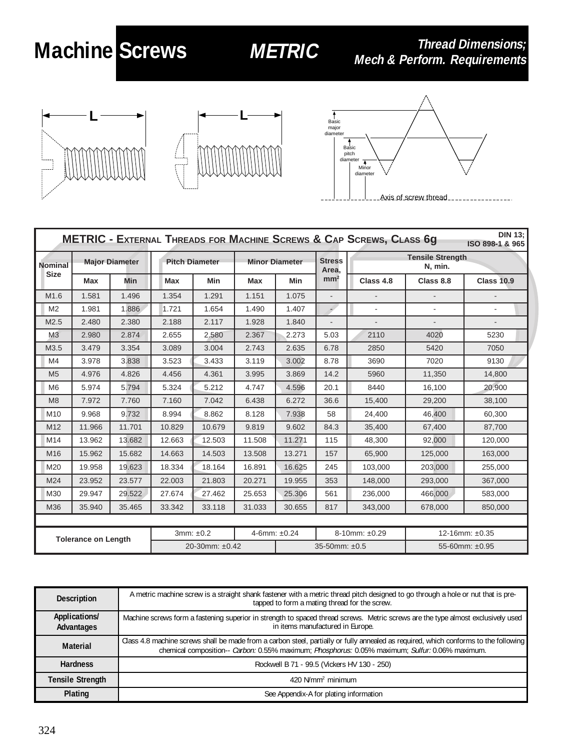# Machine Screws METRIC

## Thread Dimensions; Mech & Perform. Requirements

L

L

Basic major diameter

Basic pitch diameter

Minor diameter

Axis of screw thread

| METRIC - EXTERNAL THREADS FOR MACHINE SCREWS & CAP SCREWS, CLASS 6g | | | | | | | | | | DIN 13; ISO 898-1 & 965 |
|---|---|---|---|---|---|---|---|---|---|---|
| Nominal Size | Major Diameter | | Pitch Diameter | | Minor Diameter | | Stress Area, mm² | Tensile Strength N, min. | | |
| | Max | Min | Max | Min | Max | Min | | Class 4.8 | Class 8.8 | Class 10.9 |
| M1.6 | 1.581 | 1.496 | 1.354 | 1.291 | 1.151 | 1.075 | - | - | - | - |
| M2 | 1.981 | 1.886 | 1.721 | 1.654 | 1.490 | 1.407 | - | - | - | - |
| M2.5 | 2.480 | 2.380 | 2.188 | 2.117 | 1.928 | 1.840 | - | - | - | - |
| M3 | 2.980 | 2.874 | 2.655 | 2.580 | 2.367 | 2.273 | 5.03 | 2110 | 4020 | 5230 |
| M3.5 | 3.479 | 3.354 | 3.089 | 3.004 | 2.743 | 2.635 | 6.78 | 2850 | 5420 | 7050 |
| M4 | 3.978 | 3.838 | 3.523 | 3.433 | 3.119 | 3.002 | 8.78 | 3690 | 7020 | 9130 |
| M5 | 4.976 | 4.826 | 4.456 | 4.361 | 3.995 | 3.869 | 14.2 | 5960 | 11,350 | 14,800 |
| M6 | 5.974 | 5.794 | 5.324 | 5.212 | 4.747 | 4.596 | 20.1 | 8440 | 16,100 | 20,900 |
| M8 | 7.972 | 7.760 | 7.160 | 7.042 | 6.438 | 6.272 | 36.6 | 15,400 | 29,200 | 38,100 |
| M10 | 9.968 | 9.732 | 8.994 | 8.862 | 8.128 | 7.938 | 58 | 24,400 | 46,400 | 60,300 |
| M12 | 11.966 | 11.701 | 10.829 | 10.679 | 9.819 | 9.602 | 84.3 | 35,400 | 67,400 | 87,700 |
| M14 | 13.962 | 13.682 | 12.663 | 12.503 | 11.508 | 11.271 | 115 | 48,300 | 92,000 | 120,000 |
| M16 | 15.962 | 15.682 | 14.663 | 14.503 | 13.508 | 13.271 | 157 | 65,900 | 125,000 | 163,000 |
| M20 | 19.958 | 19.623 | 18.334 | 18.164 | 16.891 | 16.625 | 245 | 103,000 | 203,000 | 255,000 |
| M24 | 23.952 | 23.577 | 22.003 | 21.803 | 20.271 | 19.955 | 353 | 148,000 | 293,000 | 367,000 |
| M30 | 29.947 | 29.522 | 27.674 | 27.462 | 25.653 | 25.306 | 561 | 236,000 | 466,000 | 583,000 |
| M36 | 35.940 | 35.465 | 33.342 | 33.118 | 31.033 | 30.655 | 817 | 343,000 | 678,000 | 850,000 |
| Tolerance on Length | | | 3mm: ±0.2 | | 4-6mm: ±0.24 | | 8-10mm: ±0.29 | | 12-16mm: ±0.35 | |
| | | | 20-30mm: ±0.42 | | | 35-50mm: ±0.5 | | | 55-60mm: ±0.95 | |

| | |
|---|---|
| **Description** | A metric machine screw is a straight shank fastener with a metric thread pitch designed to go through a hole or nut that is pre-tapped to form a mating thread for the screw. |
| **Applications/ Advantages** | Machine screws form a fastening superior in strength to spaced thread screws. Metric screws are the type almost exclusively used in items manufactured in Europe. |
| **Material** | Class 4.8 machine screws shall be made from a carbon steel, partially or fully annealed as required, which conforms to the following chemical composition-- *Carbon:* 0.55% maximum; *Phosphorus:* 0.05% maximum; *Sulfur:* 0.06% maximum. |
| **Hardness** | Rockwell B 71 - 99.5 (Vickers HV 130 - 250) |
| **Tensile Strength** | 420 N/mm² minimum |
| **Plating** | See Appendix-A for plating information |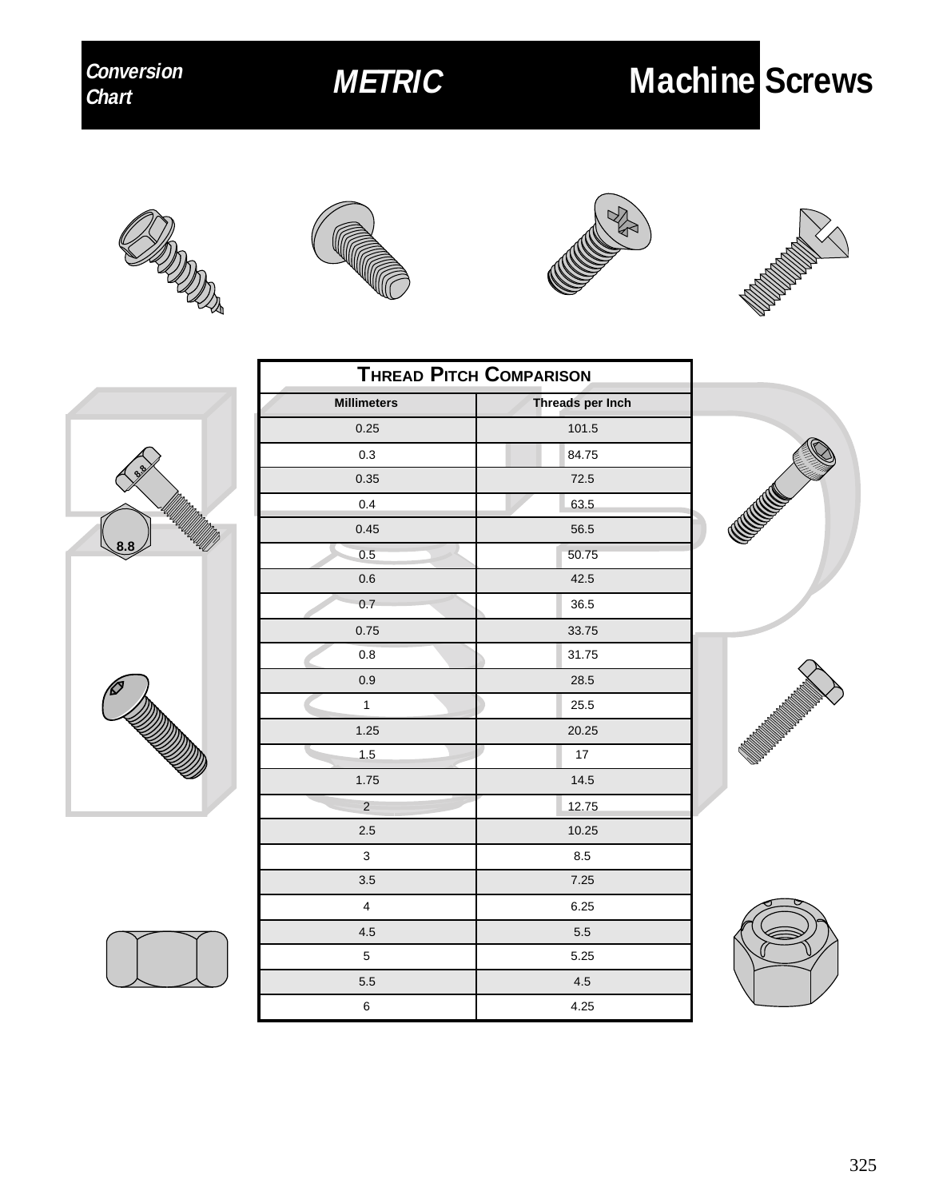# Conversion Chart — METRIC — Machine Screws

## THREAD PITCH COMPARISON

| Millimeters | Threads per Inch |
| --- | --- |
| 0.25 | 101.5 |
| 0.3 | 84.75 |
| 0.35 | 72.5 |
| 0.4 | 63.5 |
| 0.45 | 56.5 |
| 0.5 | 50.75 |
| 0.6 | 42.5 |
| 0.7 | 36.5 |
| 0.75 | 33.75 |
| 0.8 | 31.75 |
| 0.9 | 28.5 |
| 1 | 25.5 |
| 1.25 | 20.25 |
| 1.5 | 17 |
| 1.75 | 14.5 |
| 2 | 12.75 |
| 2.5 | 10.25 |
| 3 | 8.5 |
| 3.5 | 7.25 |
| 4 | 6.25 |
| 4.5 | 5.5 |
| 5 | 5.25 |
| 5.5 | 4.5 |
| 6 | 4.25 |